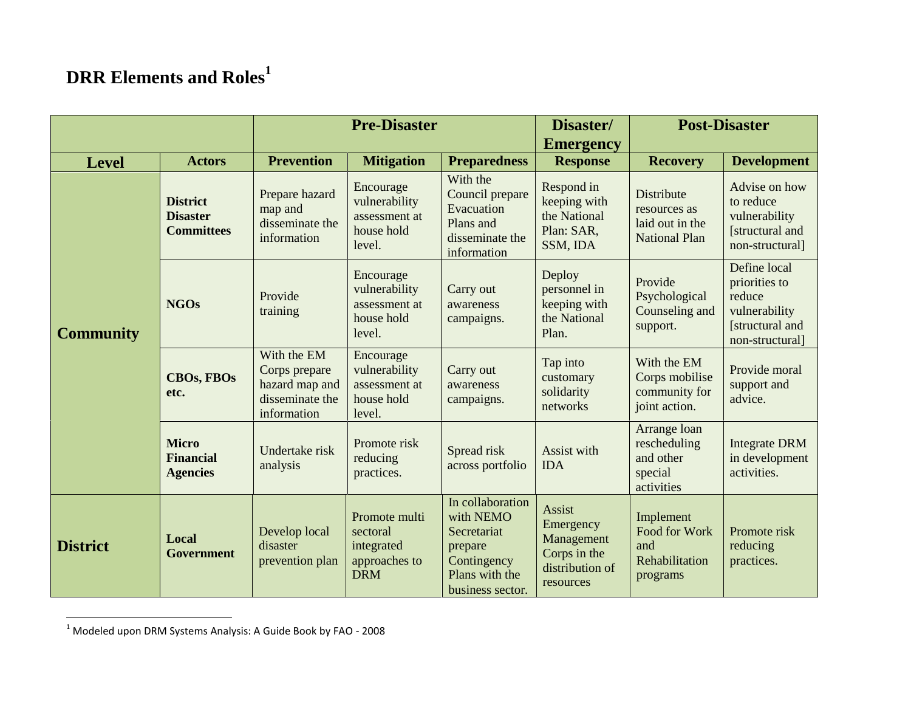# DRR Elements and Roles[1]

| | | Pre-Disaster | | | Disaster/ Emergency | Post-Disaster | |
|---|---|---|---|---|---|---|---|
| **Level** | **Actors** | **Prevention** | **Mitigation** | **Preparedness** | **Response** | **Recovery** | **Development** |
| **Community** | **District Disaster Committees** | Prepare hazard map and disseminate the information | Encourage vulnerability assessment at house hold level. | With the Council prepare Evacuation Plans and disseminate the information | Respond in keeping with the National Plan: SAR, SSM, IDA | Distribute resources as laid out in the National Plan | Advise on how to reduce vulnerability [structural and non-structural] |
| | **NGOs** | Provide training | Encourage vulnerability assessment at house hold level. | Carry out awareness campaigns. | Deploy personnel in keeping with the National Plan. | Provide Psychological Counseling and support. | Define local priorities to reduce vulnerability [structural and non-structural] |
| | **CBOs, FBOs etc.** | With the EM Corps prepare hazard map and disseminate the information | Encourage vulnerability assessment at house hold level. | Carry out awareness campaigns. | Tap into customary solidarity networks | With the EM Corps mobilise community for joint action. | Provide moral support and advice. |
| | **Micro Financial Agencies** | Undertake risk analysis | Promote risk reducing practices. | Spread risk across portfolio | Assist with IDA | Arrange loan rescheduling and other special activities | Integrate DRM in development activities. |
| **District** | **Local Government** | Develop local disaster prevention plan | Promote multi sectoral integrated approaches to DRM | In collaboration with NEMO Secretariat prepare Contingency Plans with the business sector. | Assist Emergency Management Corps in the distribution of resources | Implement Food for Work and Rehabilitation programs | Promote risk reducing practices. |

[1] Modeled upon DRM Systems Analysis: A Guide Book by FAO - 2008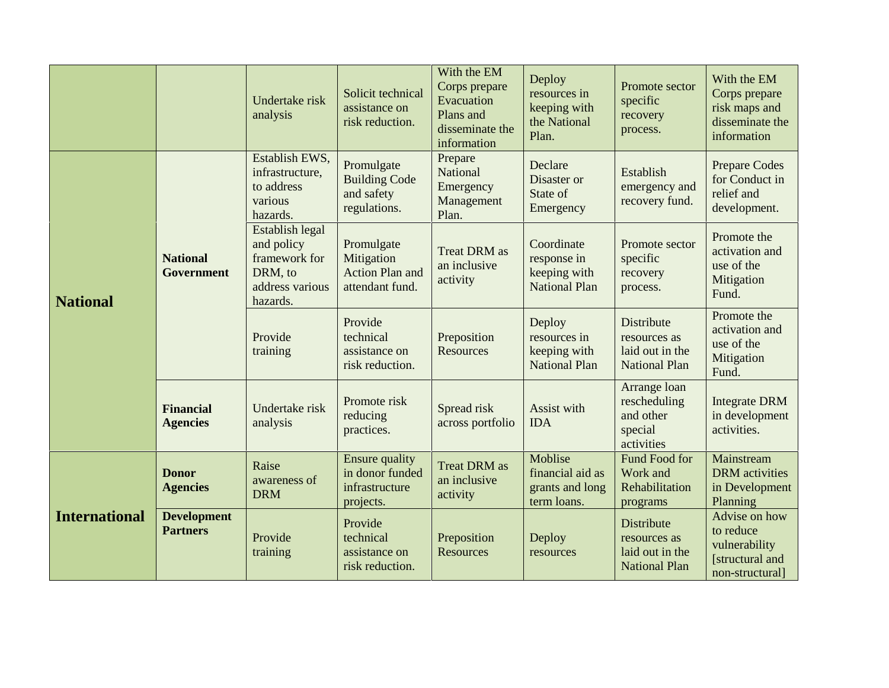| | | | | | | | |
|---|---|---|---|---|---|---|---|
| | | Undertake risk analysis | Solicit technical assistance on risk reduction. | With the EM Corps prepare Evacuation Plans and disseminate the information | Deploy resources in keeping with the National Plan. | Promote sector specific recovery process. | With the EM Corps prepare risk maps and disseminate the information |
| **National** | **National Government** | Establish EWS, infrastructure, to address various hazards. | Promulgate Building Code and safety regulations. | Prepare National Emergency Management Plan. | Declare Disaster or State of Emergency | Establish emergency and recovery fund. | Prepare Codes for Conduct in relief and development. |
| | | Establish legal and policy framework for DRM, to address various hazards. | Promulgate Mitigation Action Plan and attendant fund. | Treat DRM as an inclusive activity | Coordinate response in keeping with National Plan | Promote sector specific recovery process. | Promote the activation and use of the Mitigation Fund. |
| | | Provide training | Provide technical assistance on risk reduction. | Preposition Resources | Deploy resources in keeping with National Plan | Distribute resources as laid out in the National Plan | Promote the activation and use of the Mitigation Fund. |
| | **Financial Agencies** | Undertake risk analysis | Promote risk reducing practices. | Spread risk across portfolio | Assist with IDA | Arrange loan rescheduling and other special activities | Integrate DRM in development activities. |
| **International** | **Donor Agencies** | Raise awareness of DRM | Ensure quality in donor funded infrastructure projects. | Treat DRM as an inclusive activity | Moblise financial aid as grants and long term loans. | Fund Food for Work and Rehabilitation programs | Mainstream DRM activities in Development Planning |
| | **Development Partners** | Provide training | Provide technical assistance on risk reduction. | Preposition Resources | Deploy resources | Distribute resources as laid out in the National Plan | Advise on how to reduce vulnerability [structural and non-structural] |